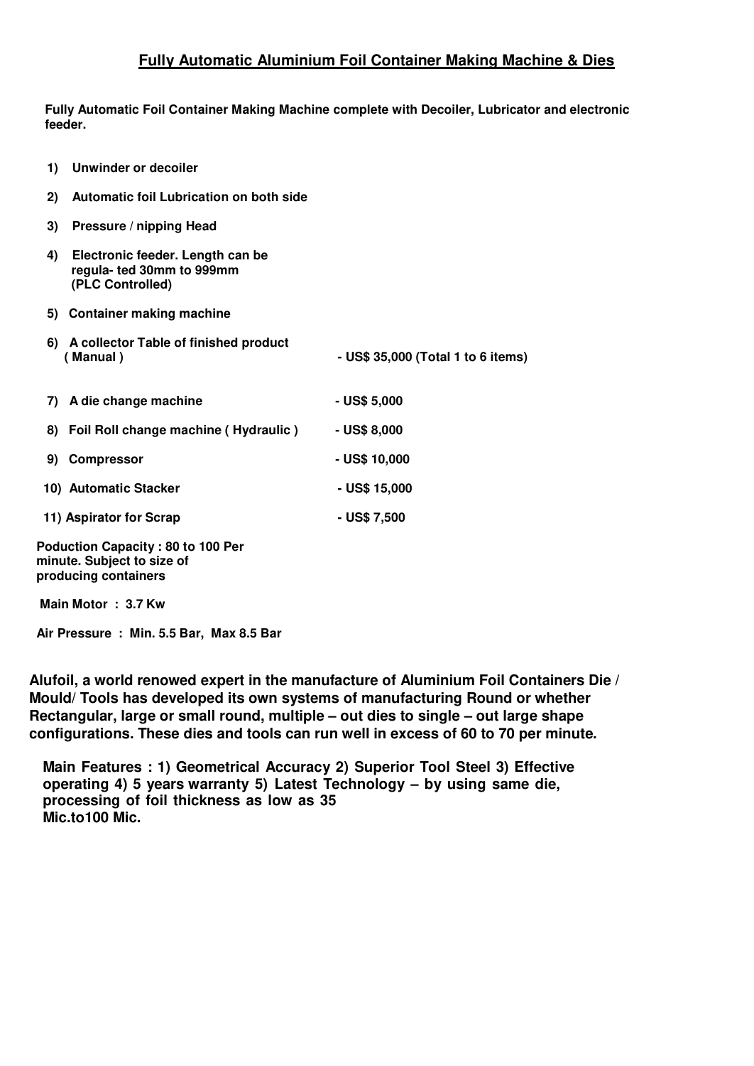# Fully Automatic Aluminium Foil Container Making Machine & Dies

**Fully Automatic Foil Container Making Machine complete with Decoiler, Lubricator and electronic feeder.**

| Item | Price |
|---|---|
| 1) Unwinder or decoiler | |
| 2) Automatic foil Lubrication on both side | |
| 3) Pressure / nipping Head | |
| 4) Electronic feeder. Length can be regula- ted 30mm to 999mm (PLC Controlled) | |
| 5) Container making machine | |
| 6) A collector Table of finished product ( Manual ) | - US$ 35,000 (Total 1 to 6 items) |
| 7) A die change machine | - US$ 5,000 |
| 8) Foil Roll change machine ( Hydraulic ) | - US$ 8,000 |
| 9) Compressor | - US$ 10,000 |
| 10) Automatic Stacker | - US$ 15,000 |
| 11) Aspirator for Scrap | - US$ 7,500 |

**Poduction Capacity : 80 to 100 Per minute. Subject to size of producing containers**

**Main Motor : 3.7 Kw**

**Air Pressure : Min. 5.5 Bar, Max 8.5 Bar**

**Alufoil, a world renowed expert in the manufacture of Aluminium Foil Containers Die / Mould/ Tools has developed its own systems of manufacturing Round or whether Rectangular, large or small round, multiple – out dies to single – out large shape configurations. These dies and tools can run well in excess of 60 to 70 per minute.**

**Main Features : 1) Geometrical Accuracy 2) Superior Tool Steel 3) Effective operating 4) 5 years warranty 5) Latest Technology – by using same die, processing of foil thickness as low as 35 Mic.to100 Mic.**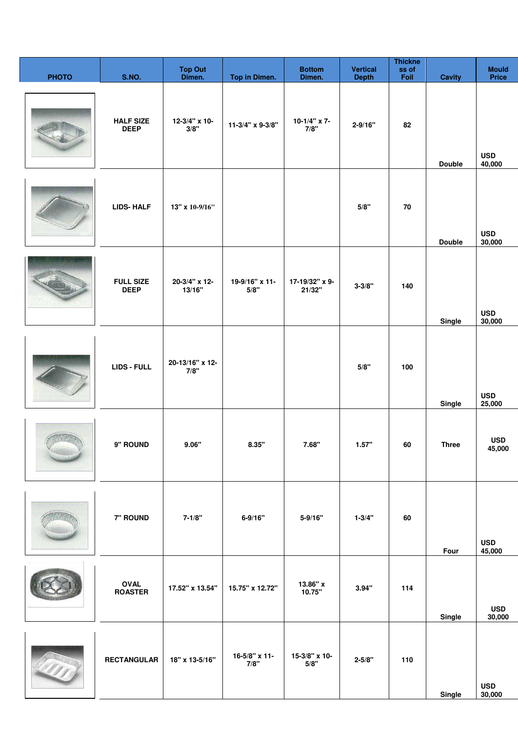| PHOTO | S.NO. | Top Out Dimen. | Top in Dimen. | Bottom Dimen. | Vertical Depth | Thickness of Foil | Cavity | Mould Price |
|---|---|---|---|---|---|---|---|---|
| | HALF SIZE DEEP | 12-3/4" x 10-3/8" | 11-3/4" x 9-3/8" | 10-1/4" x 7-7/8" | 2-9/16" | 82 | Double | USD 40,000 |
| | LIDS- HALF | 13" x 10-9/16" | | | 5/8" | 70 | Double | USD 30,000 |
| | FULL SIZE DEEP | 20-3/4" x 12-13/16" | 19-9/16" x 11-5/8" | 17-19/32" x 9-21/32" | 3-3/8" | 140 | Single | USD 30,000 |
| | LIDS - FULL | 20-13/16" x 12-7/8" | | | 5/8" | 100 | Single | USD 25,000 |
| | 9" ROUND | 9.06" | 8.35" | 7.68" | 1.57" | 60 | Three | USD 45,000 |
| | 7" ROUND | 7-1/8" | 6-9/16" | 5-9/16" | 1-3/4" | 60 | Four | USD 45,000 |
| | OVAL ROASTER | 17.52" x 13.54" | 15.75" x 12.72" | 13.86" x 10.75" | 3.94" | 114 | Single | USD 30,000 |
| | RECTANGULAR | 18" x 13-5/16" | 16-5/8" x 11-7/8" | 15-3/8" x 10-5/8" | 2-5/8" | 110 | Single | USD 30,000 |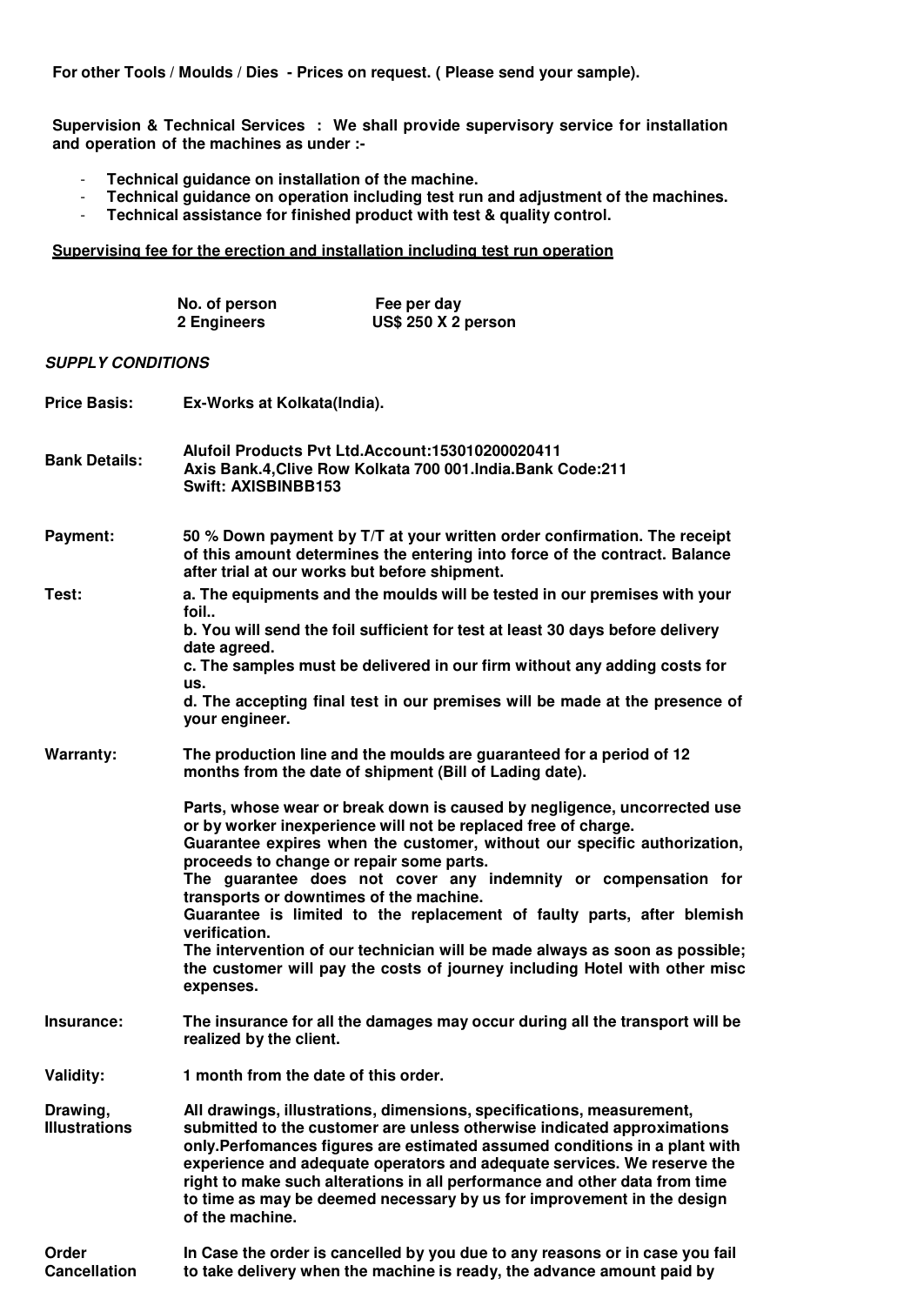**For other Tools / Moulds / Dies - Prices on request. ( Please send your sample).**

**Supervision & Technical Services : We shall provide supervisory service for installation and operation of the machines as under :-**

- **Technical guidance on installation of the machine.**
- **Technical guidance on operation including test run and adjustment of the machines.**
- **Technical assistance for finished product with test & quality control.**

**Supervising fee for the erection and installation including test run operation**

| No. of person | Fee per day |
|---|---|
| 2 Engineers | US$ 250 X 2 person |

***SUPPLY CONDITIONS***

| | |
|---|---|
| **Price Basis:** | **Ex-Works at Kolkata(India).** |
| **Bank Details:** | **Alufoil Products Pvt Ltd.Account:153010200020411 Axis Bank.4,Clive Row Kolkata 700 001.India.Bank Code:211 Swift: AXISBINBB153** |
| **Payment:** | **50 % Down payment by T/T at your written order confirmation. The receipt of this amount determines the entering into force of the contract. Balance after trial at our works but before shipment.** |
| **Test:** | **a. The equipments and the moulds will be tested in our premises with your foil.. b. You will send the foil sufficient for test at least 30 days before delivery date agreed. c. The samples must be delivered in our firm without any adding costs for us. d. The accepting final test in our premises will be made at the presence of your engineer.** |
| **Warranty:** | **The production line and the moulds are guaranteed for a period of 12 months from the date of shipment (Bill of Lading date).** <br><br> **Parts, whose wear or break down is caused by negligence, uncorrected use or by worker inexperience will not be replaced free of charge. Guarantee expires when the customer, without our specific authorization, proceeds to change or repair some parts. The guarantee does not cover any indemnity or compensation for transports or downtimes of the machine. Guarantee is limited to the replacement of faulty parts, after blemish verification. The intervention of our technician will be made always as soon as possible; the customer will pay the costs of journey including Hotel with other misc expenses.** |
| **Insurance:** | **The insurance for all the damages may occur during all the transport will be realized by the client.** |
| **Validity:** | **1 month from the date of this order.** |
| **Drawing, Illustrations** | **All drawings, illustrations, dimensions, specifications, measurement, submitted to the customer are unless otherwise indicated approximations only.Perfomances figures are estimated assumed conditions in a plant with experience and adequate operators and adequate services. We reserve the right to make such alterations in all performance and other data from time to time as may be deemed necessary by us for improvement in the design of the machine.** |
| **Order Cancellation** | **In Case the order is cancelled by you due to any reasons or in case you fail to take delivery when the machine is ready, the advance amount paid by** |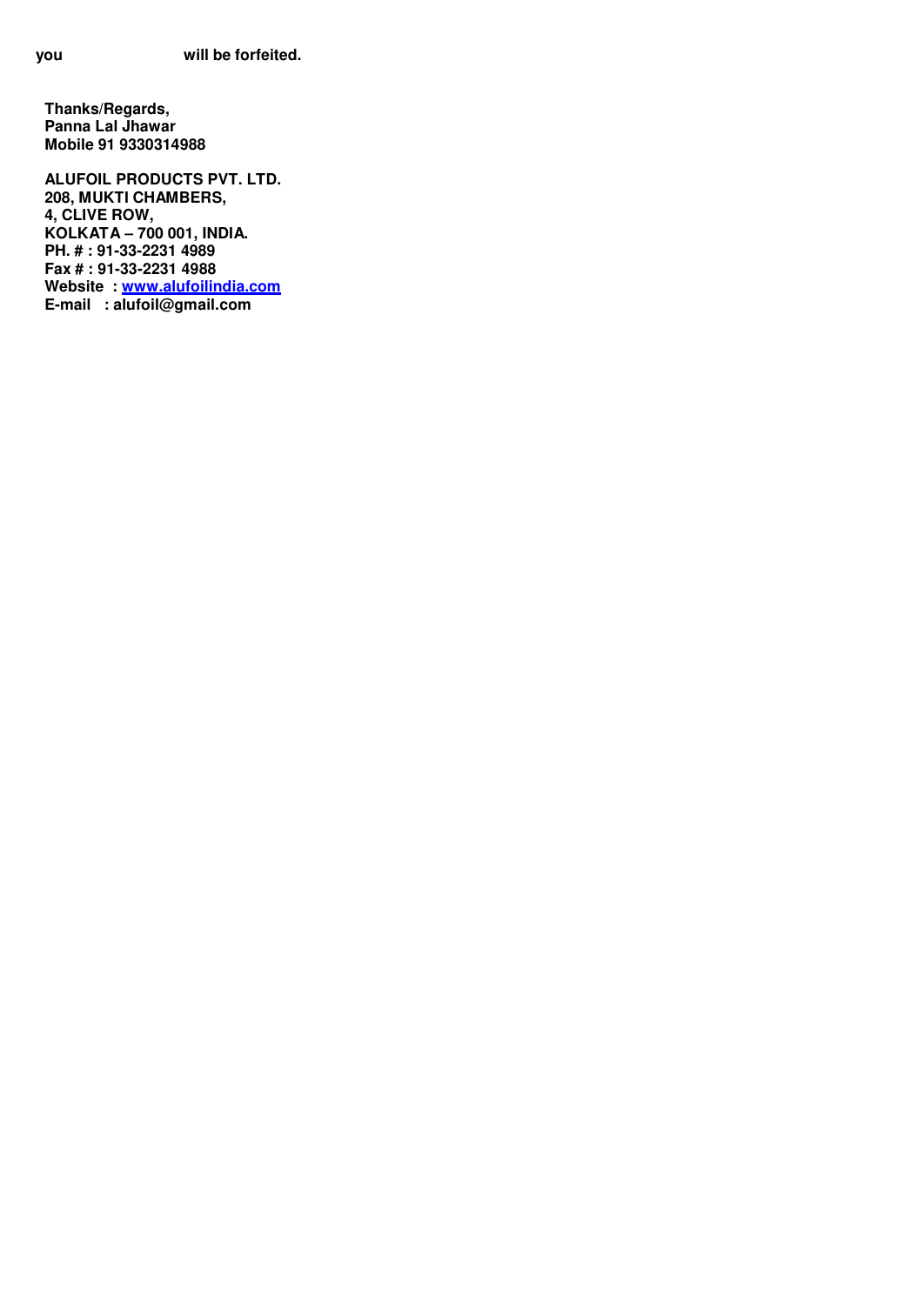**you will be forfeited.**

**Thanks/Regards,**
**Panna Lal Jhawar**
**Mobile 91 9330314988**

**ALUFOIL PRODUCTS PVT. LTD.**
**208, MUKTI CHAMBERS,**
**4, CLIVE ROW,**
**KOLKATA – 700 001, INDIA.**
**PH. # : 91-33-2231 4989**
**Fax # : 91-33-2231 4988**
**Website : [www.alufoilindia.com](http://www.alufoilindia.com)**
**E-mail : alufoil@gmail.com**